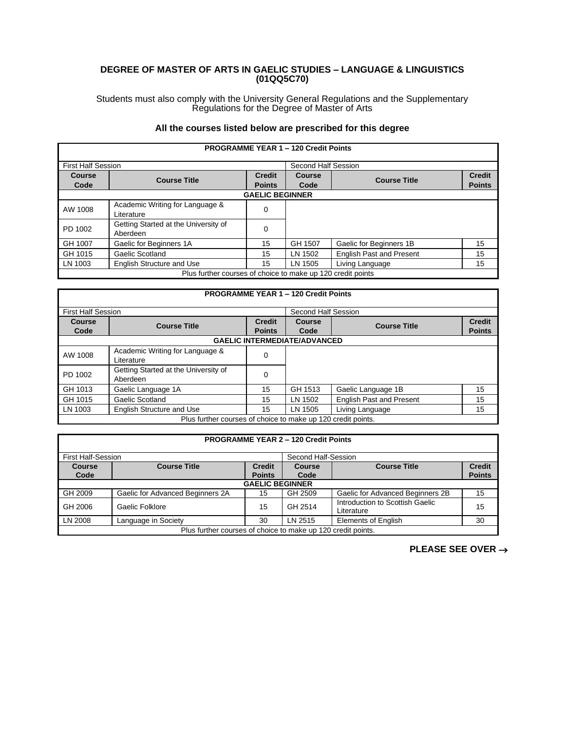**DEGREE OF MASTER OF ARTS IN GAELIC STUDIES – LANGUAGE & LINGUISTICS (01QQ5C70)**

Students must also comply with the University General Regulations and the Supplementary Regulations for the Degree of Master of Arts

**All the courses listed below are prescribed for this degree**

| **PROGRAMME YEAR 1 – 120 Credit Points** | | | | | |
|---|---|---|---|---|---|
| First Half Session | | | Second Half Session | | |
| **Course Code** | **Course Title** | **Credit Points** | **Course Code** | **Course Title** | **Credit Points** |
| **GAELIC BEGINNER** | | | | | |
| AW 1008 | Academic Writing for Language & Literature | 0 | | | |
| PD 1002 | Getting Started at the University of Aberdeen | 0 | | | |
| GH 1007 | Gaelic for Beginners 1A | 15 | GH 1507 | Gaelic for Beginners 1B | 15 |
| GH 1015 | Gaelic Scotland | 15 | LN 1502 | English Past and Present | 15 |
| LN 1003 | English Structure and Use | 15 | LN 1505 | Living Language | 15 |
| Plus further courses of choice to make up 120 credit points | | | | | |

| **PROGRAMME YEAR 1 – 120 Credit Points** | | | | | |
|---|---|---|---|---|---|
| First Half Session | | | Second Half Session | | |
| **Course Code** | **Course Title** | **Credit Points** | **Course Code** | **Course Title** | **Credit Points** |
| **GAELIC INTERMEDIATE/ADVANCED** | | | | | |
| AW 1008 | Academic Writing for Language & Literature | 0 | | | |
| PD 1002 | Getting Started at the University of Aberdeen | 0 | | | |
| GH 1013 | Gaelic Language 1A | 15 | GH 1513 | Gaelic Language 1B | 15 |
| GH 1015 | Gaelic Scotland | 15 | LN 1502 | English Past and Present | 15 |
| LN 1003 | English Structure and Use | 15 | LN 1505 | Living Language | 15 |
| Plus further courses of choice to make up 120 credit points. | | | | | |

| **PROGRAMME YEAR 2 – 120 Credit Points** | | | | | |
|---|---|---|---|---|---|
| First Half-Session | | | Second Half-Session | | |
| **Course Code** | **Course Title** | **Credit Points** | **Course Code** | **Course Title** | **Credit Points** |
| **GAELIC BEGINNER** | | | | | |
| GH 2009 | Gaelic for Advanced Beginners 2A | 15 | GH 2509 | Gaelic for Advanced Beginners 2B | 15 |
| GH 2006 | Gaelic Folklore | 15 | GH 2514 | Introduction to Scottish Gaelic Literature | 15 |
| LN 2008 | Language in Society | 30 | LN 2515 | Elements of English | 30 |
| Plus further courses of choice to make up 120 credit points. | | | | | |

**PLEASE SEE OVER →**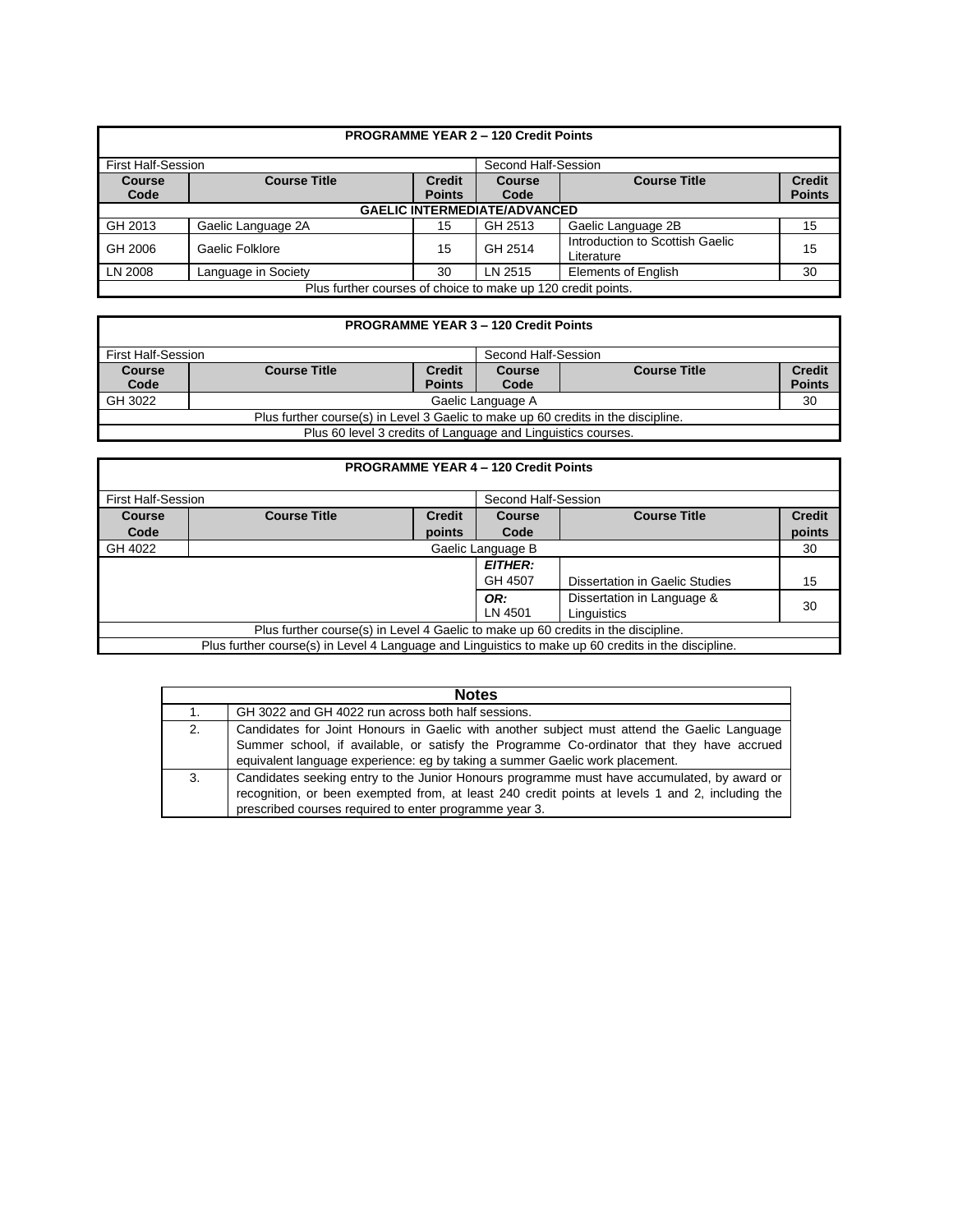| PROGRAMME YEAR 2 – 120 Credit Points | | | | | |
|---|---|---|---|---|---|
| First Half-Session | | | Second Half-Session | | |
| **Course Code** | **Course Title** | **Credit Points** | **Course Code** | **Course Title** | **Credit Points** |
| **GAELIC INTERMEDIATE/ADVANCED** | | | | | |
| GH 2013 | Gaelic Language 2A | 15 | GH 2513 | Gaelic Language 2B | 15 |
| GH 2006 | Gaelic Folklore | 15 | GH 2514 | Introduction to Scottish Gaelic Literature | 15 |
| LN 2008 | Language in Society | 30 | LN 2515 | Elements of English | 30 |
| Plus further courses of choice to make up 120 credit points. | | | | | |

| PROGRAMME YEAR 3 – 120 Credit Points | | | | | |
|---|---|---|---|---|---|
| First Half-Session | | | Second Half-Session | | |
| **Course Code** | **Course Title** | **Credit Points** | **Course Code** | **Course Title** | **Credit Points** |
| GH 3022 | Gaelic Language A | | | | 30 |
| Plus further course(s) in Level 3 Gaelic to make up 60 credits in the discipline. | | | | | |
| Plus 60 level 3 credits of Language and Linguistics courses. | | | | | |

| PROGRAMME YEAR 4 – 120 Credit Points | | | | | |
|---|---|---|---|---|---|
| First Half-Session | | | Second Half-Session | | |
| **Course Code** | **Course Title** | **Credit points** | **Course Code** | **Course Title** | **Credit points** |
| GH 4022 | Gaelic Language B | | | | 30 |
| | | | ***EITHER:*** GH 4507 | Dissertation in Gaelic Studies | 15 |
| | | | ***OR:*** LN 4501 | Dissertation in Language & Linguistics | 30 |
| Plus further course(s) in Level 4 Gaelic to make up 60 credits in the discipline. | | | | | |
| Plus further course(s) in Level 4 Language and Linguistics to make up 60 credits in the discipline. | | | | | |

| **Notes** | |
|---|---|
| 1. | GH 3022 and GH 4022 run across both half sessions. |
| 2. | Candidates for Joint Honours in Gaelic with another subject must attend the Gaelic Language Summer school, if available, or satisfy the Programme Co-ordinator that they have accrued equivalent language experience: eg by taking a summer Gaelic work placement. |
| 3. | Candidates seeking entry to the Junior Honours programme must have accumulated, by award or recognition, or been exempted from, at least 240 credit points at levels 1 and 2, including the prescribed courses required to enter programme year 3. |